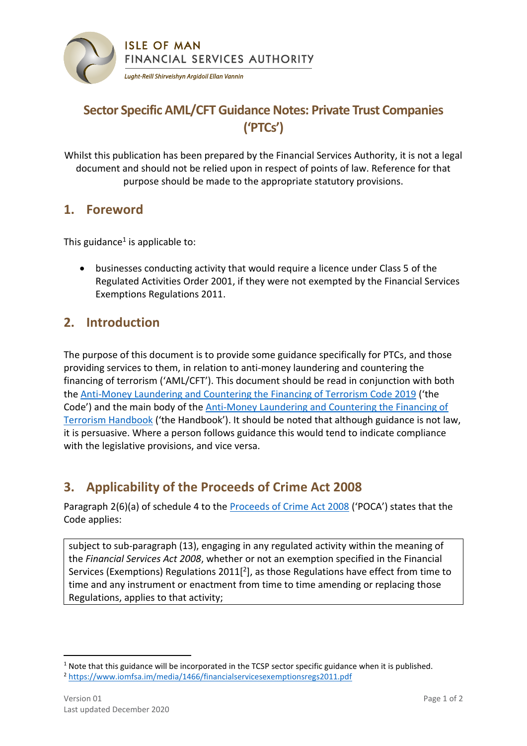ISLE OF MAN
FINANCIAL SERVICES AUTHORITY
*Lught-Reill Shirveishyn Argidoil Ellan Vannin*

# Sector Specific AML/CFT Guidance Notes: Private Trust Companies ('PTCs')

Whilst this publication has been prepared by the Financial Services Authority, it is not a legal document and should not be relied upon in respect of points of law. Reference for that purpose should be made to the appropriate statutory provisions.

## 1. Foreword

This guidance[1] is applicable to:

- businesses conducting activity that would require a licence under Class 5 of the Regulated Activities Order 2001, if they were not exempted by the Financial Services Exemptions Regulations 2011.

## 2. Introduction

The purpose of this document is to provide some guidance specifically for PTCs, and those providing services to them, in relation to anti-money laundering and countering the financing of terrorism ('AML/CFT'). This document should be read in conjunction with both the Anti-Money Laundering and Countering the Financing of Terrorism Code 2019 ('the Code') and the main body of the Anti-Money Laundering and Countering the Financing of Terrorism Handbook ('the Handbook'). It should be noted that although guidance is not law, it is persuasive. Where a person follows guidance this would tend to indicate compliance with the legislative provisions, and vice versa.

## 3. Applicability of the Proceeds of Crime Act 2008

Paragraph 2(6)(a) of schedule 4 to the Proceeds of Crime Act 2008 ('POCA') states that the Code applies:

> subject to sub-paragraph (13), engaging in any regulated activity within the meaning of the *Financial Services Act 2008*, whether or not an exemption specified in the Financial Services (Exemptions) Regulations 2011[[2]], as those Regulations have effect from time to time and any instrument or enactment from time to time amending or replacing those Regulations, applies to that activity;

---

[1] Note that this guidance will be incorporated in the TCSP sector specific guidance when it is published.

[2] https://www.iomfsa.im/media/1466/financialservicesexemptionsregs2011.pdf

Version 01
Last updated December 2020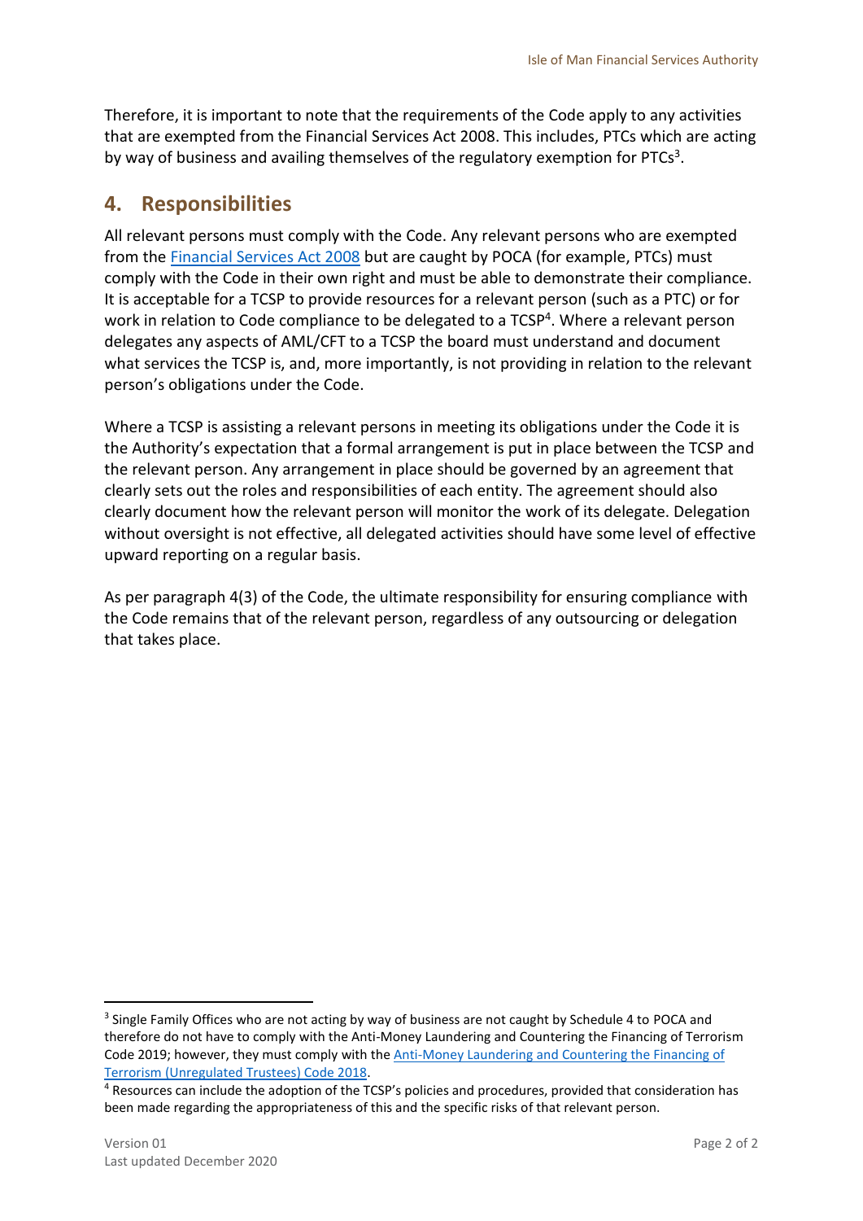Therefore, it is important to note that the requirements of the Code apply to any activities that are exempted from the Financial Services Act 2008. This includes, PTCs which are acting by way of business and availing themselves of the regulatory exemption for PTCs[3].

## 4. Responsibilities

All relevant persons must comply with the Code. Any relevant persons who are exempted from the Financial Services Act 2008 but are caught by POCA (for example, PTCs) must comply with the Code in their own right and must be able to demonstrate their compliance. It is acceptable for a TCSP to provide resources for a relevant person (such as a PTC) or for work in relation to Code compliance to be delegated to a TCSP[4]. Where a relevant person delegates any aspects of AML/CFT to a TCSP the board must understand and document what services the TCSP is, and, more importantly, is not providing in relation to the relevant person's obligations under the Code.

Where a TCSP is assisting a relevant persons in meeting its obligations under the Code it is the Authority's expectation that a formal arrangement is put in place between the TCSP and the relevant person. Any arrangement in place should be governed by an agreement that clearly sets out the roles and responsibilities of each entity. The agreement should also clearly document how the relevant person will monitor the work of its delegate. Delegation without oversight is not effective, all delegated activities should have some level of effective upward reporting on a regular basis.

As per paragraph 4(3) of the Code, the ultimate responsibility for ensuring compliance with the Code remains that of the relevant person, regardless of any outsourcing or delegation that takes place.

---

[3] Single Family Offices who are not acting by way of business are not caught by Schedule 4 to POCA and therefore do not have to comply with the Anti-Money Laundering and Countering the Financing of Terrorism Code 2019; however, they must comply with the Anti-Money Laundering and Countering the Financing of Terrorism (Unregulated Trustees) Code 2018.

[4] Resources can include the adoption of the TCSP's policies and procedures, provided that consideration has been made regarding the appropriateness of this and the specific risks of that relevant person.